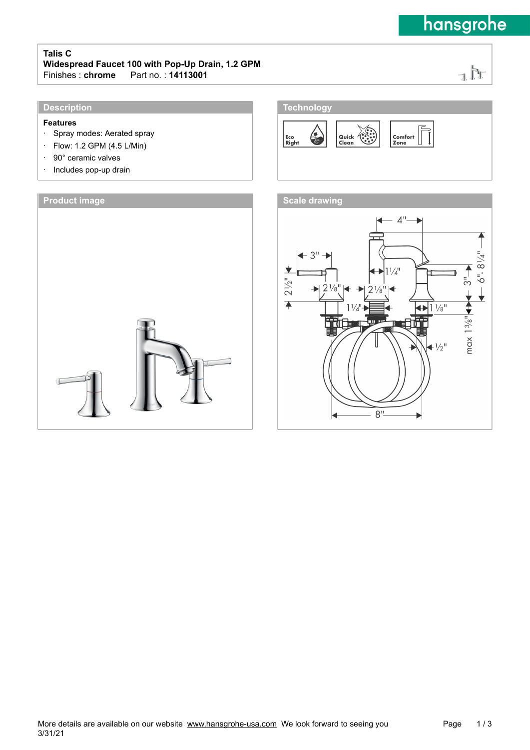**Talis C**

**Widespread Faucet 100 with Pop-Up Drain, 1.2 GPM**

Finishes : **chrome** Part no. : **14113001**

## Description

**Features**

- Spray modes: Aerated spray
- Flow: 1.2 GPM (4.5 L/Min)
- 90° ceramic valves
- Includes pop-up drain

## Technology

Eco Right

Quick Clean

Comfort Zone

## Product image

## Scale drawing

More details are available on our website www.hansgrohe-usa.com We look forward to seeing you

3/31/21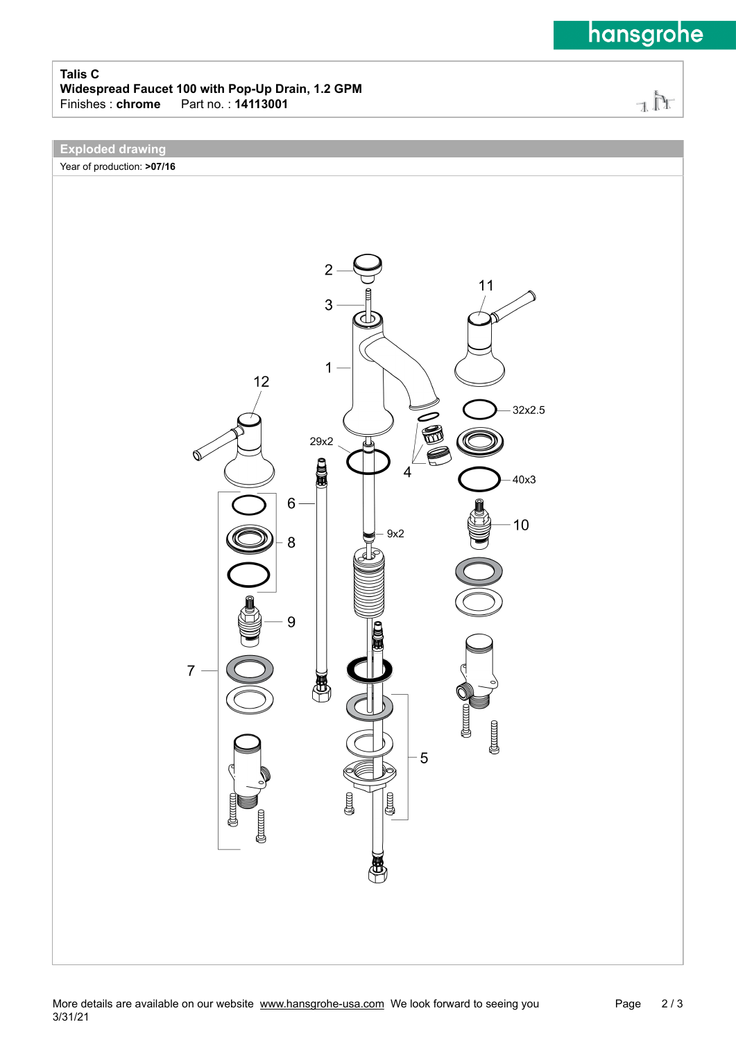**Talis C**

**Widespread Faucet 100 with Pop-Up Drain, 1.2 GPM**

Finishes : **chrome** Part no. : **14113001**

## Exploded drawing

Year of production: **>07/16**

2
3
1
11
12
29x2
32x2.5
4
40x3
6
8
9x2
10
9
7
5

More details are available on our website www.hansgrohe-usa.com We look forward to seeing you

3/31/21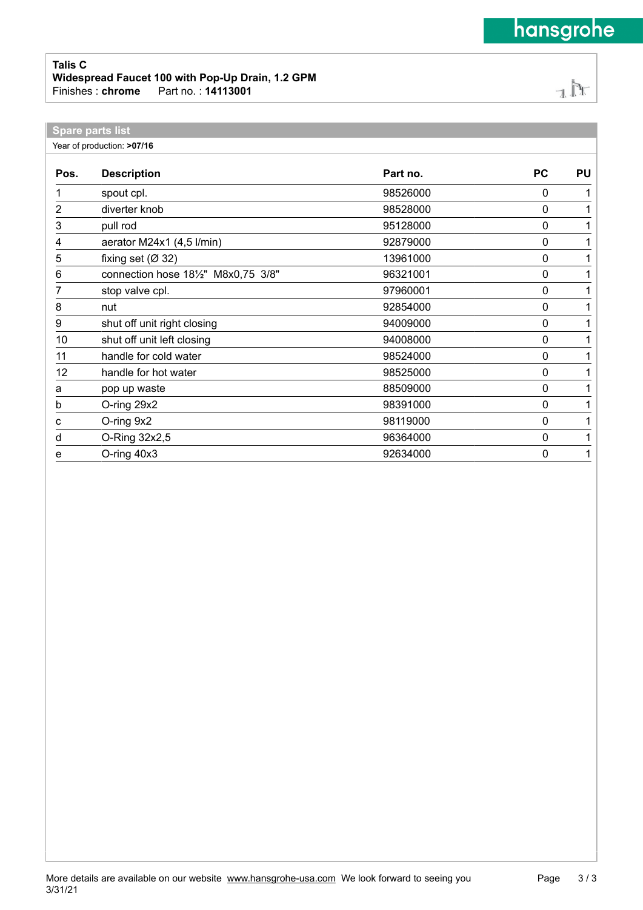**Talis C**
**Widespread Faucet 100 with Pop-Up Drain, 1.2 GPM**
Finishes : **chrome** Part no. : **14113001**

## Spare parts list

Year of production: **>07/16**

| Pos. | Description | Part no. | PC | PU |
|---|---|---|---|---|
| 1 | spout cpl. | 98526000 | 0 | 1 |
| 2 | diverter knob | 98528000 | 0 | 1 |
| 3 | pull rod | 95128000 | 0 | 1 |
| 4 | aerator M24x1 (4,5 l/min) | 92879000 | 0 | 1 |
| 5 | fixing set (Ø 32) | 13961000 | 0 | 1 |
| 6 | connection hose 18½" M8x0,75 3/8" | 96321001 | 0 | 1 |
| 7 | stop valve cpl. | 97960001 | 0 | 1 |
| 8 | nut | 92854000 | 0 | 1 |
| 9 | shut off unit right closing | 94009000 | 0 | 1 |
| 10 | shut off unit left closing | 94008000 | 0 | 1 |
| 11 | handle for cold water | 98524000 | 0 | 1 |
| 12 | handle for hot water | 98525000 | 0 | 1 |
| a | pop up waste | 88509000 | 0 | 1 |
| b | O-ring 29x2 | 98391000 | 0 | 1 |
| c | O-ring 9x2 | 98119000 | 0 | 1 |
| d | O-Ring 32x2,5 | 96364000 | 0 | 1 |
| e | O-ring 40x3 | 92634000 | 0 | 1 |

More details are available on our website www.hansgrohe-usa.com We look forward to seeing you
3/31/21